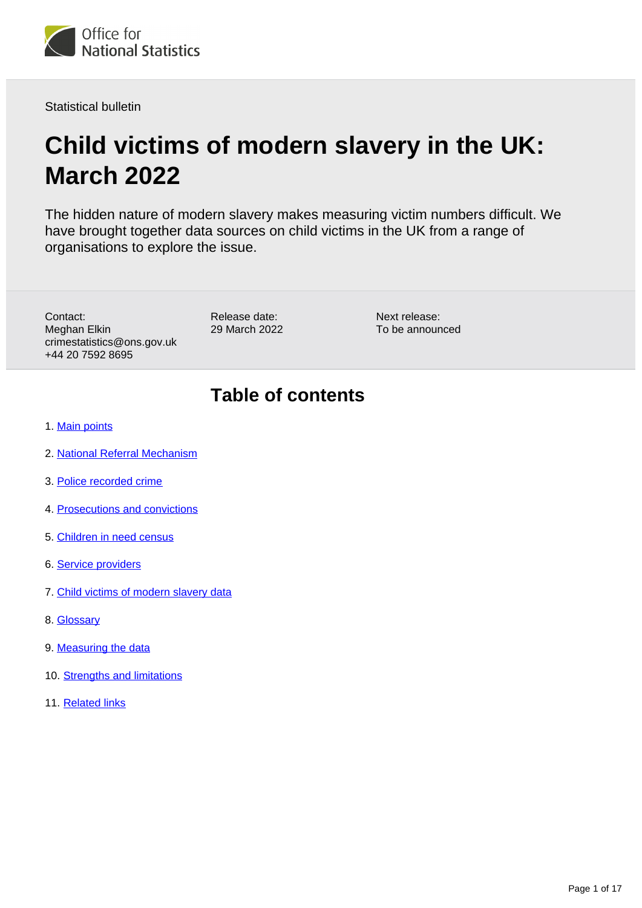Office for National Statistics

Statistical bulletin

# Child victims of modern slavery in the UK: March 2022

The hidden nature of modern slavery makes measuring victim numbers difficult. We have brought together data sources on child victims in the UK from a range of organisations to explore the issue.

Contact:
Meghan Elkin
crimestatistics@ons.gov.uk
+44 20 7592 8695

Release date:
29 March 2022

Next release:
To be announced

## Table of contents

1. Main points
2. National Referral Mechanism
3. Police recorded crime
4. Prosecutions and convictions
5. Children in need census
6. Service providers
7. Child victims of modern slavery data
8. Glossary
9. Measuring the data
10. Strengths and limitations
11. Related links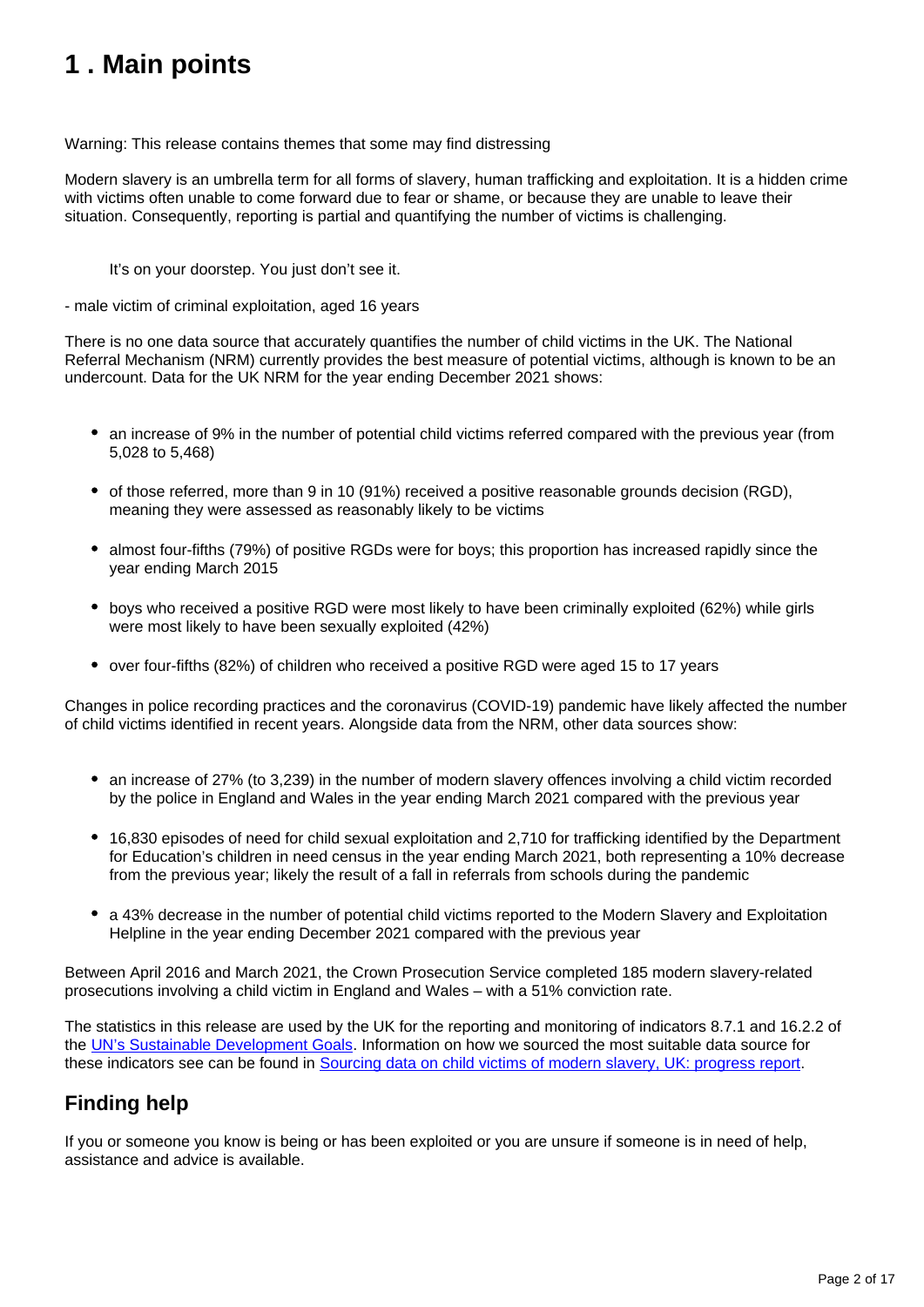# 1 . Main points

Warning: This release contains themes that some may find distressing

Modern slavery is an umbrella term for all forms of slavery, human trafficking and exploitation. It is a hidden crime with victims often unable to come forward due to fear or shame, or because they are unable to leave their situation. Consequently, reporting is partial and quantifying the number of victims is challenging.

> It's on your doorstep. You just don't see it.

- male victim of criminal exploitation, aged 16 years

There is no one data source that accurately quantifies the number of child victims in the UK. The National Referral Mechanism (NRM) currently provides the best measure of potential victims, although is known to be an undercount. Data for the UK NRM for the year ending December 2021 shows:

- an increase of 9% in the number of potential child victims referred compared with the previous year (from 5,028 to 5,468)
- of those referred, more than 9 in 10 (91%) received a positive reasonable grounds decision (RGD), meaning they were assessed as reasonably likely to be victims
- almost four-fifths (79%) of positive RGDs were for boys; this proportion has increased rapidly since the year ending March 2015
- boys who received a positive RGD were most likely to have been criminally exploited (62%) while girls were most likely to have been sexually exploited (42%)
- over four-fifths (82%) of children who received a positive RGD were aged 15 to 17 years

Changes in police recording practices and the coronavirus (COVID-19) pandemic have likely affected the number of child victims identified in recent years. Alongside data from the NRM, other data sources show:

- an increase of 27% (to 3,239) in the number of modern slavery offences involving a child victim recorded by the police in England and Wales in the year ending March 2021 compared with the previous year
- 16,830 episodes of need for child sexual exploitation and 2,710 for trafficking identified by the Department for Education's children in need census in the year ending March 2021, both representing a 10% decrease from the previous year; likely the result of a fall in referrals from schools during the pandemic
- a 43% decrease in the number of potential child victims reported to the Modern Slavery and Exploitation Helpline in the year ending December 2021 compared with the previous year

Between April 2016 and March 2021, the Crown Prosecution Service completed 185 modern slavery-related prosecutions involving a child victim in England and Wales – with a 51% conviction rate.

The statistics in this release are used by the UK for the reporting and monitoring of indicators 8.7.1 and 16.2.2 of the UN's Sustainable Development Goals. Information on how we sourced the most suitable data source for these indicators see can be found in Sourcing data on child victims of modern slavery, UK: progress report.

## Finding help

If you or someone you know is being or has been exploited or you are unsure if someone is in need of help, assistance and advice is available.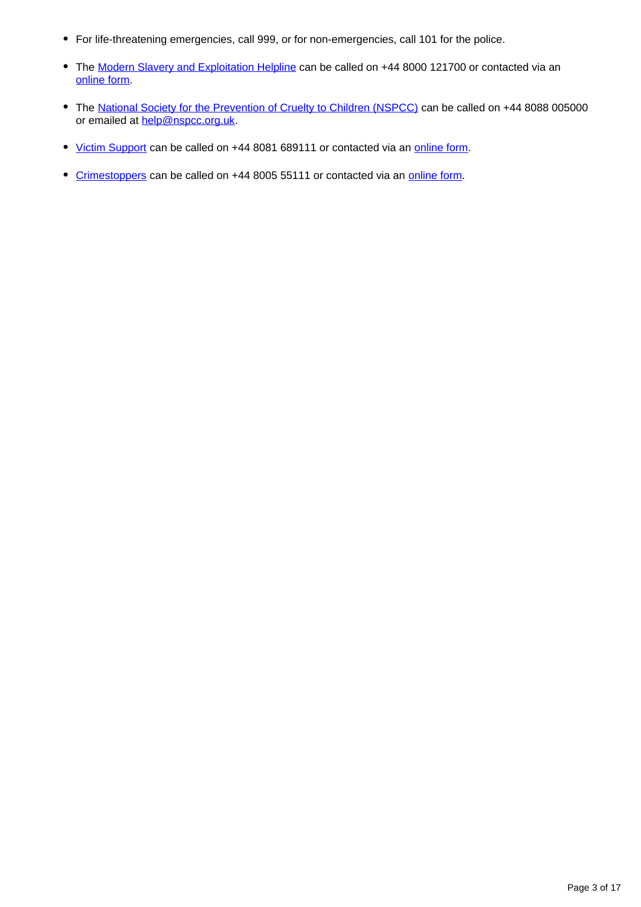- For life-threatening emergencies, call 999, or for non-emergencies, call 101 for the police.
- The Modern Slavery and Exploitation Helpline can be called on +44 8000 121700 or contacted via an online form.
- The National Society for the Prevention of Cruelty to Children (NSPCC) can be called on +44 8088 005000 or emailed at help@nspcc.org.uk.
- Victim Support can be called on +44 8081 689111 or contacted via an online form.
- Crimestoppers can be called on +44 8005 55111 or contacted via an online form.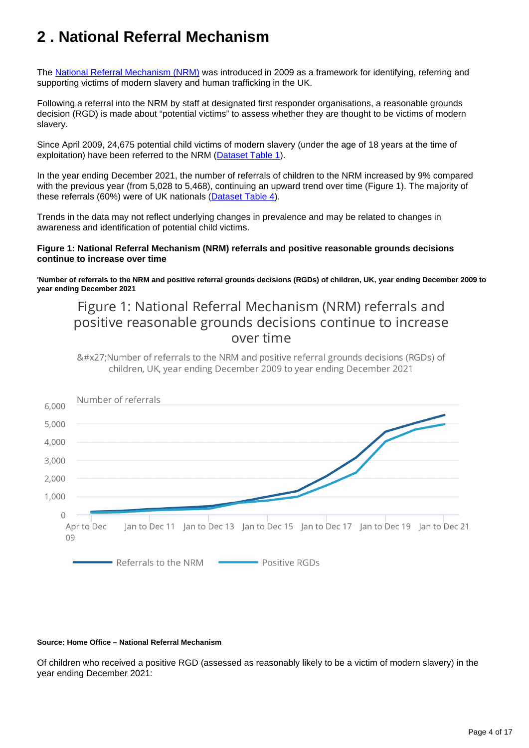# 2 . National Referral Mechanism

The [National Referral Mechanism (NRM)]() was introduced in 2009 as a framework for identifying, referring and supporting victims of modern slavery and human trafficking in the UK.

Following a referral into the NRM by staff at designated first responder organisations, a reasonable grounds decision (RGD) is made about "potential victims" to assess whether they are thought to be victims of modern slavery.

Since April 2009, 24,675 potential child victims of modern slavery (under the age of 18 years at the time of exploitation) have been referred to the NRM ([Dataset Table 1]()).

In the year ending December 2021, the number of referrals of children to the NRM increased by 9% compared with the previous year (from 5,028 to 5,468), continuing an upward trend over time (Figure 1). The majority of these referrals (60%) were of UK nationals ([Dataset Table 4]()).

Trends in the data may not reflect underlying changes in prevalence and may be related to changes in awareness and identification of potential child victims.

**Figure 1: National Referral Mechanism (NRM) referrals and positive reasonable grounds decisions continue to increase over time**

**'Number of referrals to the NRM and positive referral grounds decisions (RGDs) of children, UK, year ending December 2009 to year ending December 2021**

Figure 1: National Referral Mechanism (NRM) referrals and positive reasonable grounds decisions continue to increase over time

&#x27;Number of referrals to the NRM and positive referral grounds decisions (RGDs) of children, UK, year ending December 2009 to year ending December 2021

**Source: Home Office – National Referral Mechanism**

Of children who received a positive RGD (assessed as reasonably likely to be a victim of modern slavery) in the year ending December 2021: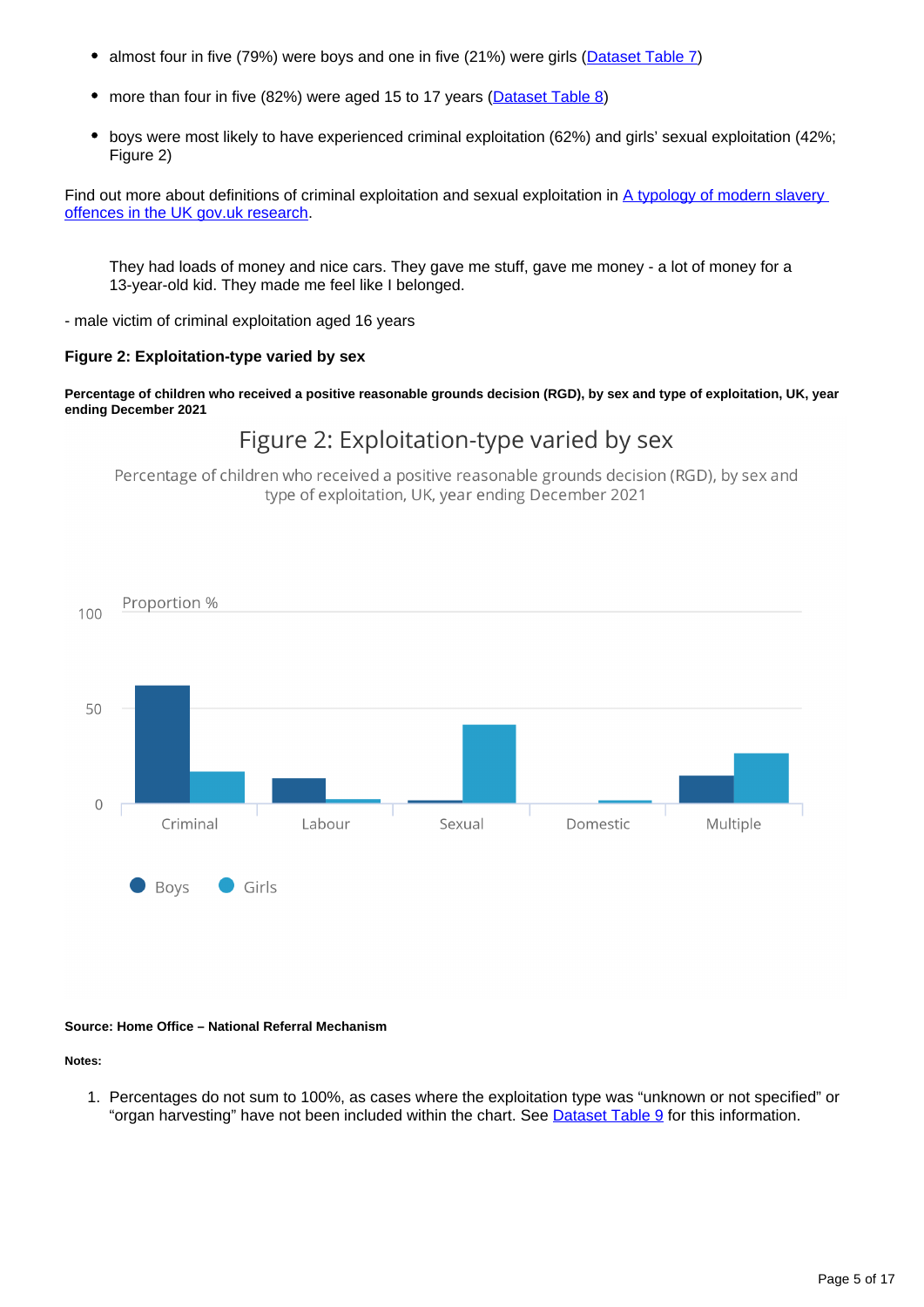- almost four in five (79%) were boys and one in five (21%) were girls (Dataset Table 7)
- more than four in five (82%) were aged 15 to 17 years (Dataset Table 8)
- boys were most likely to have experienced criminal exploitation (62%) and girls' sexual exploitation (42%; Figure 2)

Find out more about definitions of criminal exploitation and sexual exploitation in A typology of modern slavery offences in the UK gov.uk research.

> They had loads of money and nice cars. They gave me stuff, gave me money - a lot of money for a 13-year-old kid. They made me feel like I belonged.

- male victim of criminal exploitation aged 16 years

**Figure 2: Exploitation-type varied by sex**

**Percentage of children who received a positive reasonable grounds decision (RGD), by sex and type of exploitation, UK, year ending December 2021**

**Source: Home Office – National Referral Mechanism**

**Notes:**

1. Percentages do not sum to 100%, as cases where the exploitation type was "unknown or not specified" or "organ harvesting" have not been included within the chart. See Dataset Table 9 for this information.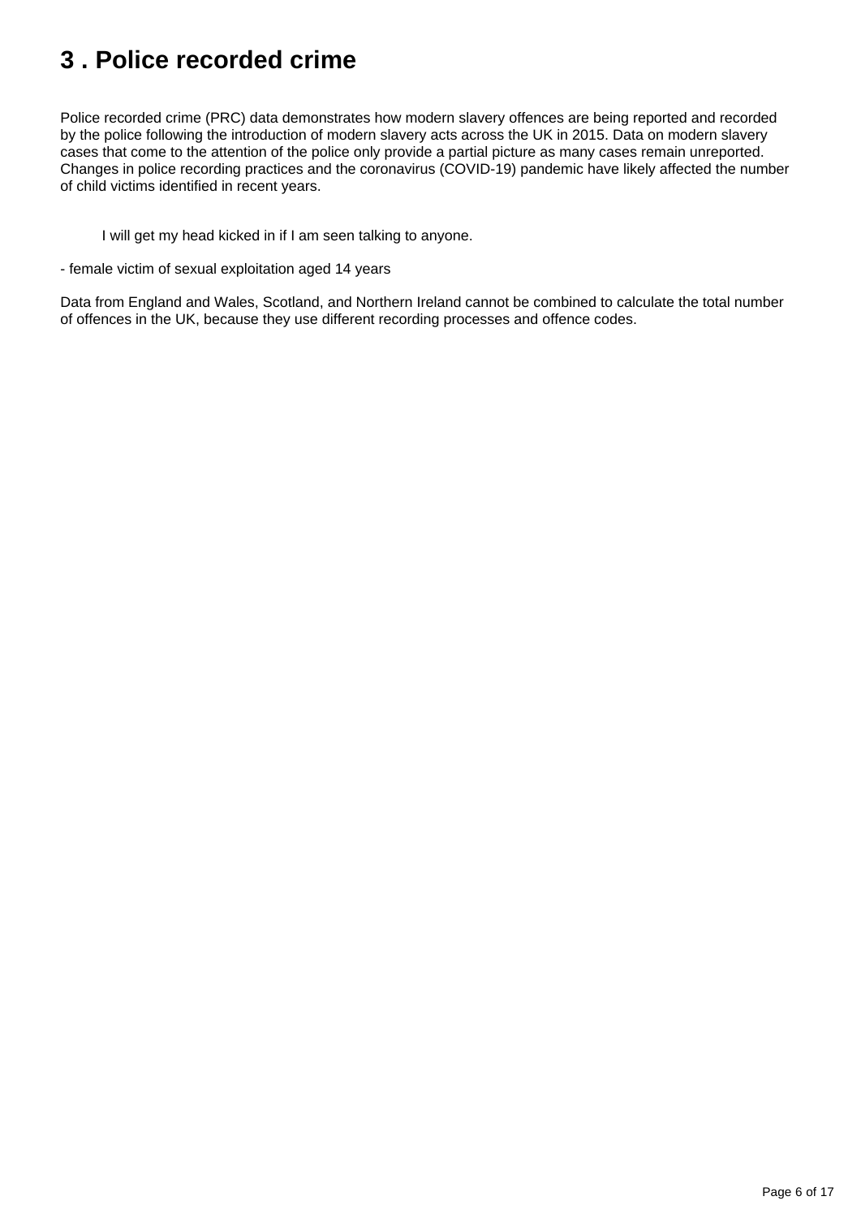# 3 . Police recorded crime

Police recorded crime (PRC) data demonstrates how modern slavery offences are being reported and recorded by the police following the introduction of modern slavery acts across the UK in 2015. Data on modern slavery cases that come to the attention of the police only provide a partial picture as many cases remain unreported. Changes in police recording practices and the coronavirus (COVID-19) pandemic have likely affected the number of child victims identified in recent years.

> I will get my head kicked in if I am seen talking to anyone.

- female victim of sexual exploitation aged 14 years

Data from England and Wales, Scotland, and Northern Ireland cannot be combined to calculate the total number of offences in the UK, because they use different recording processes and offence codes.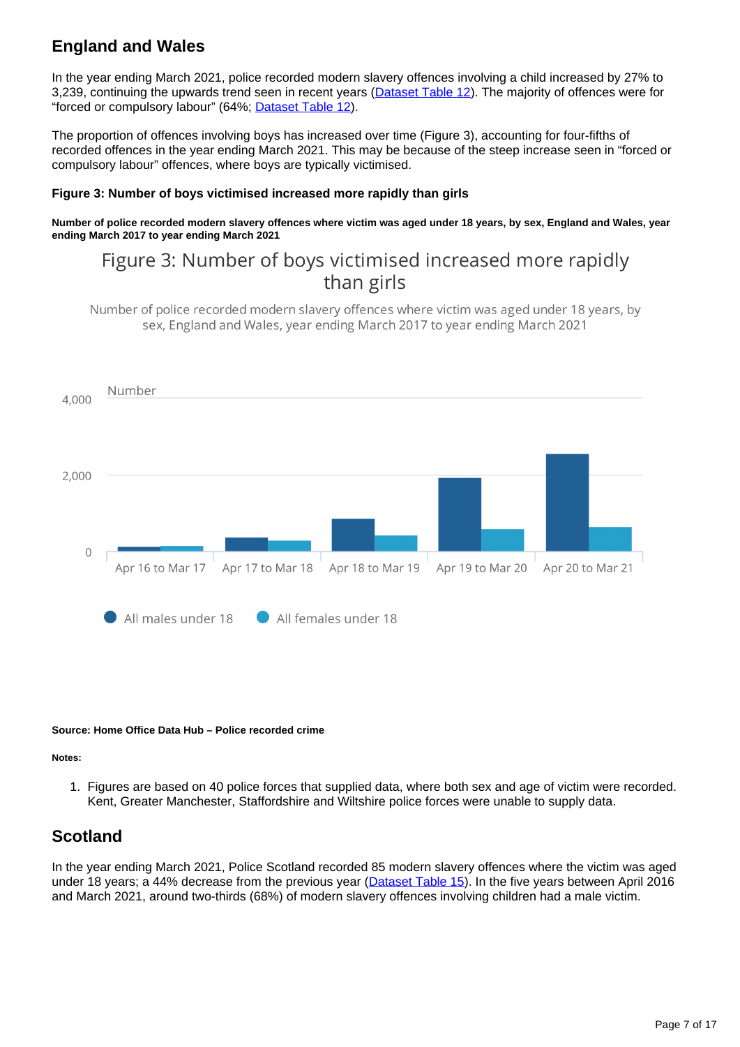## England and Wales

In the year ending March 2021, police recorded modern slavery offences involving a child increased by 27% to 3,239, continuing the upwards trend seen in recent years (Dataset Table 12). The majority of offences were for "forced or compulsory labour" (64%; Dataset Table 12).

The proportion of offences involving boys has increased over time (Figure 3), accounting for four-fifths of recorded offences in the year ending March 2021. This may be because of the steep increase seen in "forced or compulsory labour" offences, where boys are typically victimised.

#### Figure 3: Number of boys victimised increased more rapidly than girls

**Number of police recorded modern slavery offences where victim was aged under 18 years, by sex, England and Wales, year ending March 2017 to year ending March 2021**

Figure 3: Number of boys victimised increased more rapidly than girls

Number of police recorded modern slavery offences where victim was aged under 18 years, by sex, England and Wales, year ending March 2017 to year ending March 2021

Number

4,000

2,000

0

Apr 16 to Mar 17 | Apr 17 to Mar 18 | Apr 18 to Mar 19 | Apr 19 to Mar 20 | Apr 20 to Mar 21

All males under 18 | All females under 18

**Source: Home Office Data Hub – Police recorded crime**

**Notes:**

1. Figures are based on 40 police forces that supplied data, where both sex and age of victim were recorded. Kent, Greater Manchester, Staffordshire and Wiltshire police forces were unable to supply data.

## Scotland

In the year ending March 2021, Police Scotland recorded 85 modern slavery offences where the victim was aged under 18 years; a 44% decrease from the previous year (Dataset Table 15). In the five years between April 2016 and March 2021, around two-thirds (68%) of modern slavery offences involving children had a male victim.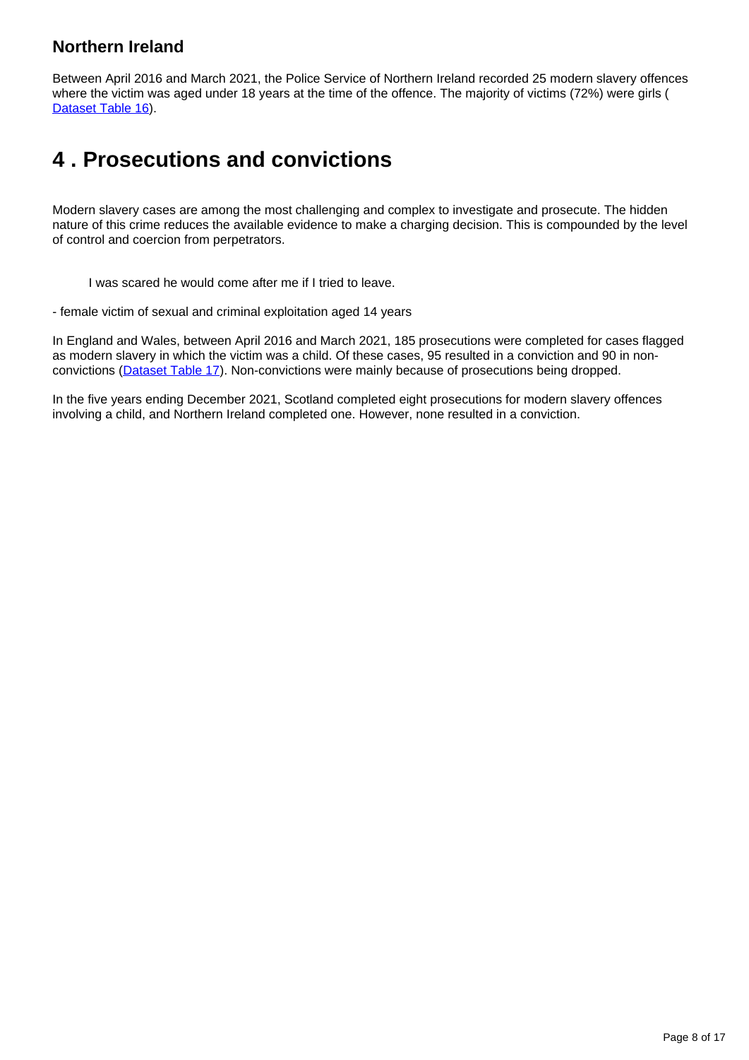### Northern Ireland

Between April 2016 and March 2021, the Police Service of Northern Ireland recorded 25 modern slavery offences where the victim was aged under 18 years at the time of the offence. The majority of victims (72%) were girls ( [Dataset Table 16](#)).

## 4 . Prosecutions and convictions

Modern slavery cases are among the most challenging and complex to investigate and prosecute. The hidden nature of this crime reduces the available evidence to make a charging decision. This is compounded by the level of control and coercion from perpetrators.

> I was scared he would come after me if I tried to leave.

- female victim of sexual and criminal exploitation aged 14 years

In England and Wales, between April 2016 and March 2021, 185 prosecutions were completed for cases flagged as modern slavery in which the victim was a child. Of these cases, 95 resulted in a conviction and 90 in non-convictions ([Dataset Table 17](#)). Non-convictions were mainly because of prosecutions being dropped.

In the five years ending December 2021, Scotland completed eight prosecutions for modern slavery offences involving a child, and Northern Ireland completed one. However, none resulted in a conviction.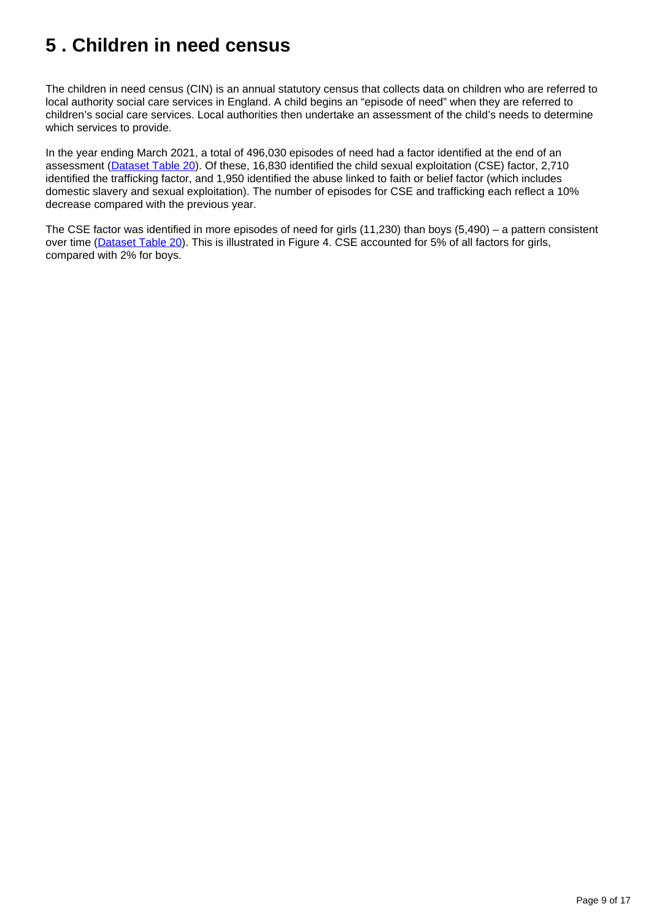# 5 . Children in need census

The children in need census (CIN) is an annual statutory census that collects data on children who are referred to local authority social care services in England. A child begins an "episode of need" when they are referred to children's social care services. Local authorities then undertake an assessment of the child's needs to determine which services to provide.

In the year ending March 2021, a total of 496,030 episodes of need had a factor identified at the end of an assessment (Dataset Table 20). Of these, 16,830 identified the child sexual exploitation (CSE) factor, 2,710 identified the trafficking factor, and 1,950 identified the abuse linked to faith or belief factor (which includes domestic slavery and sexual exploitation). The number of episodes for CSE and trafficking each reflect a 10% decrease compared with the previous year.

The CSE factor was identified in more episodes of need for girls (11,230) than boys (5,490) – a pattern consistent over time (Dataset Table 20). This is illustrated in Figure 4. CSE accounted for 5% of all factors for girls, compared with 2% for boys.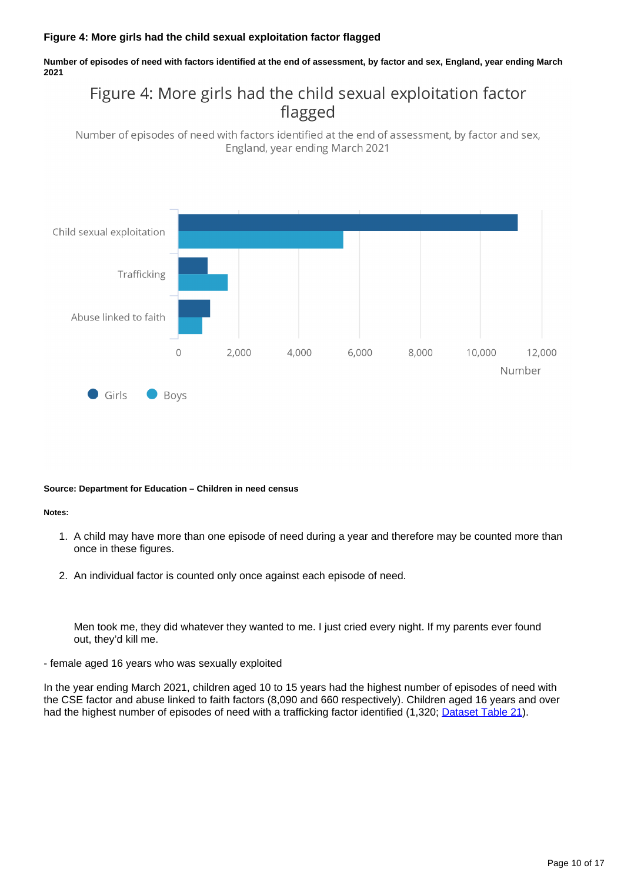**Figure 4: More girls had the child sexual exploitation factor flagged**

**Number of episodes of need with factors identified at the end of assessment, by factor and sex, England, year ending March 2021**

Figure 4: More girls had the child sexual exploitation factor flagged

Number of episodes of need with factors identified at the end of assessment, by factor and sex, England, year ending March 2021

Child sexual exploitation

Trafficking

Abuse linked to faith

0 2,000 4,000 6,000 8,000 10,000 12,000

Number

Girls Boys

**Source: Department for Education – Children in need census**

**Notes:**

1. A child may have more than one episode of need during a year and therefore may be counted more than once in these figures.
2. An individual factor is counted only once against each episode of need.

> Men took me, they did whatever they wanted to me. I just cried every night. If my parents ever found out, they'd kill me.

- female aged 16 years who was sexually exploited

In the year ending March 2021, children aged 10 to 15 years had the highest number of episodes of need with the CSE factor and abuse linked to faith factors (8,090 and 660 respectively). Children aged 16 years and over had the highest number of episodes of need with a trafficking factor identified (1,320; Dataset Table 21).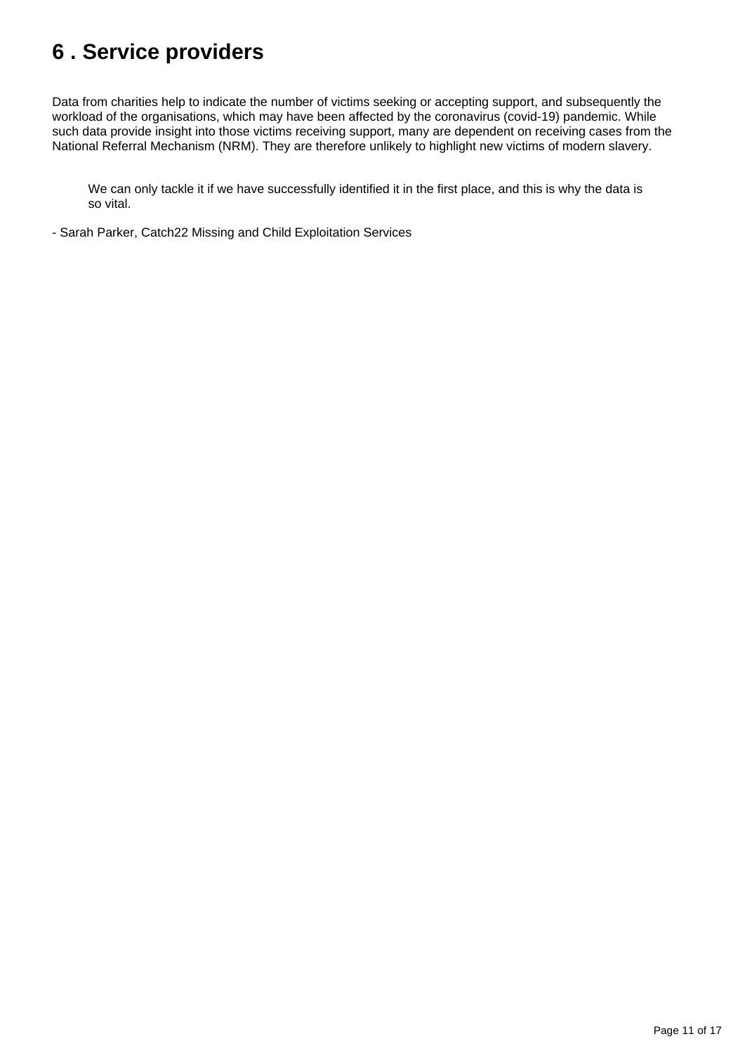# 6 . Service providers

Data from charities help to indicate the number of victims seeking or accepting support, and subsequently the workload of the organisations, which may have been affected by the coronavirus (covid-19) pandemic. While such data provide insight into those victims receiving support, many are dependent on receiving cases from the National Referral Mechanism (NRM). They are therefore unlikely to highlight new victims of modern slavery.

> We can only tackle it if we have successfully identified it in the first place, and this is why the data is so vital.

- Sarah Parker, Catch22 Missing and Child Exploitation Services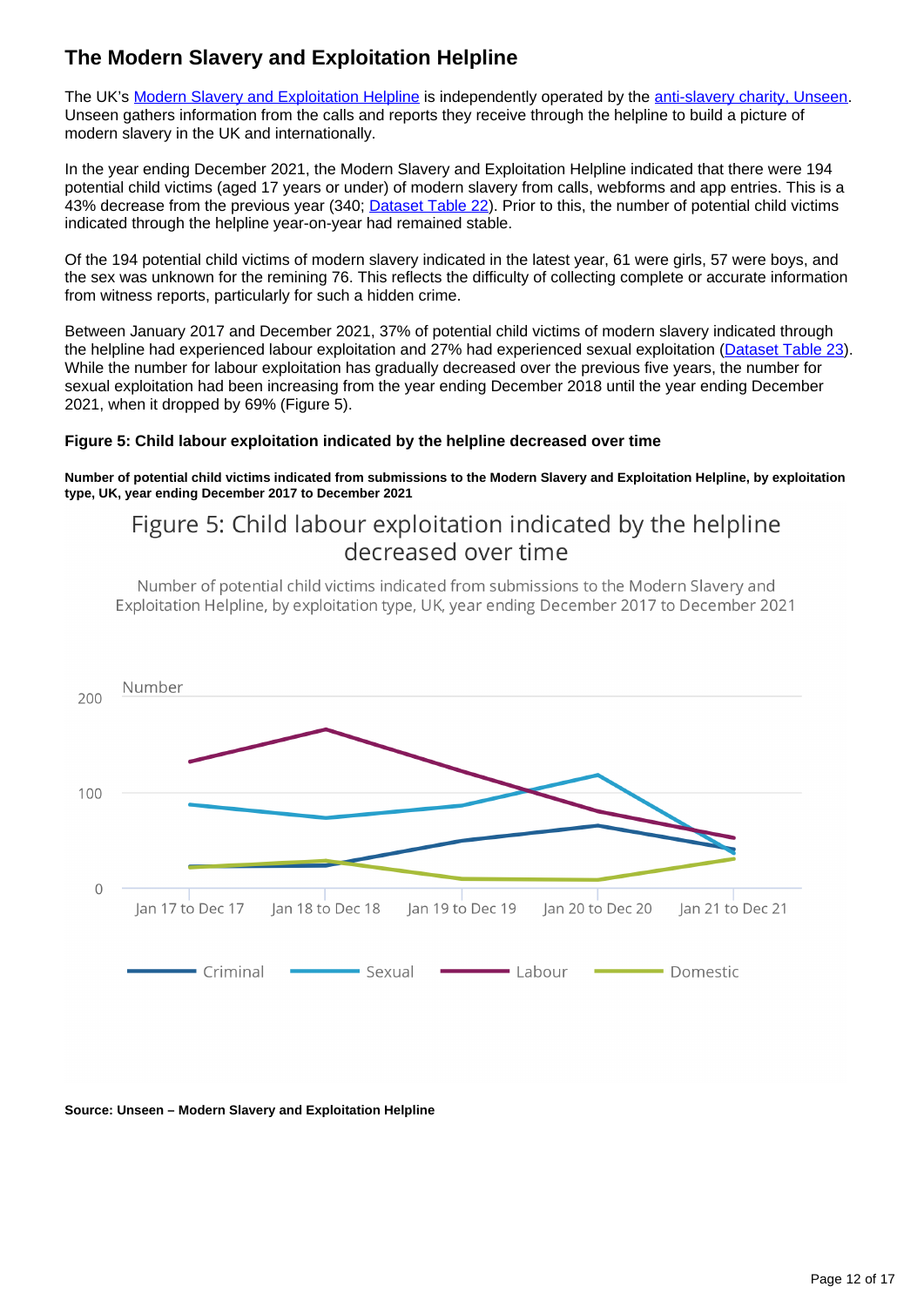## The Modern Slavery and Exploitation Helpline

The UK's [Modern Slavery and Exploitation Helpline](#) is independently operated by the [anti-slavery charity, Unseen](#). Unseen gathers information from the calls and reports they receive through the helpline to build a picture of modern slavery in the UK and internationally.

In the year ending December 2021, the Modern Slavery and Exploitation Helpline indicated that there were 194 potential child victims (aged 17 years or under) of modern slavery from calls, webforms and app entries. This is a 43% decrease from the previous year (340; [Dataset Table 22](#)). Prior to this, the number of potential child victims indicated through the helpline year-on-year had remained stable.

Of the 194 potential child victims of modern slavery indicated in the latest year, 61 were girls, 57 were boys, and the sex was unknown for the remining 76. This reflects the difficulty of collecting complete or accurate information from witness reports, particularly for such a hidden crime.

Between January 2017 and December 2021, 37% of potential child victims of modern slavery indicated through the helpline had experienced labour exploitation and 27% had experienced sexual exploitation ([Dataset Table 23](#)). While the number for labour exploitation has gradually decreased over the previous five years, the number for sexual exploitation had been increasing from the year ending December 2018 until the year ending December 2021, when it dropped by 69% (Figure 5).

**Figure 5: Child labour exploitation indicated by the helpline decreased over time**

**Number of potential child victims indicated from submissions to the Modern Slavery and Exploitation Helpline, by exploitation type, UK, year ending December 2017 to December 2021**

**Source: Unseen – Modern Slavery and Exploitation Helpline**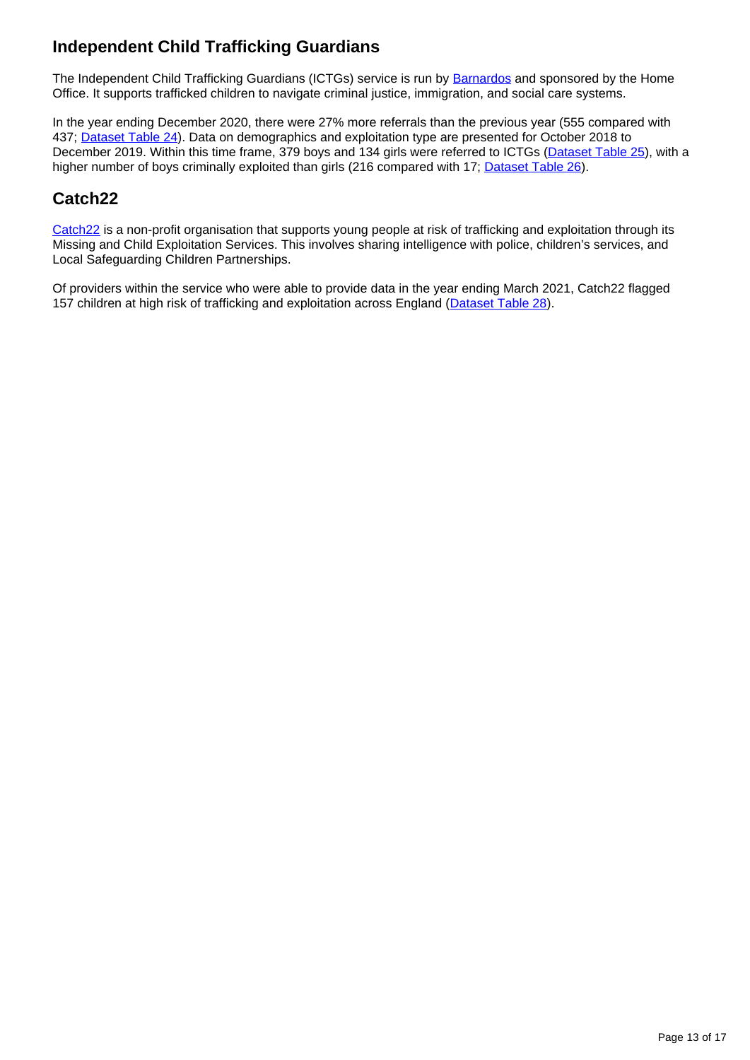## Independent Child Trafficking Guardians

The Independent Child Trafficking Guardians (ICTGs) service is run by Barnardos and sponsored by the Home Office. It supports trafficked children to navigate criminal justice, immigration, and social care systems.

In the year ending December 2020, there were 27% more referrals than the previous year (555 compared with 437; Dataset Table 24). Data on demographics and exploitation type are presented for October 2018 to December 2019. Within this time frame, 379 boys and 134 girls were referred to ICTGs (Dataset Table 25), with a higher number of boys criminally exploited than girls (216 compared with 17; Dataset Table 26).

## Catch22

Catch22 is a non-profit organisation that supports young people at risk of trafficking and exploitation through its Missing and Child Exploitation Services. This involves sharing intelligence with police, children's services, and Local Safeguarding Children Partnerships.

Of providers within the service who were able to provide data in the year ending March 2021, Catch22 flagged 157 children at high risk of trafficking and exploitation across England (Dataset Table 28).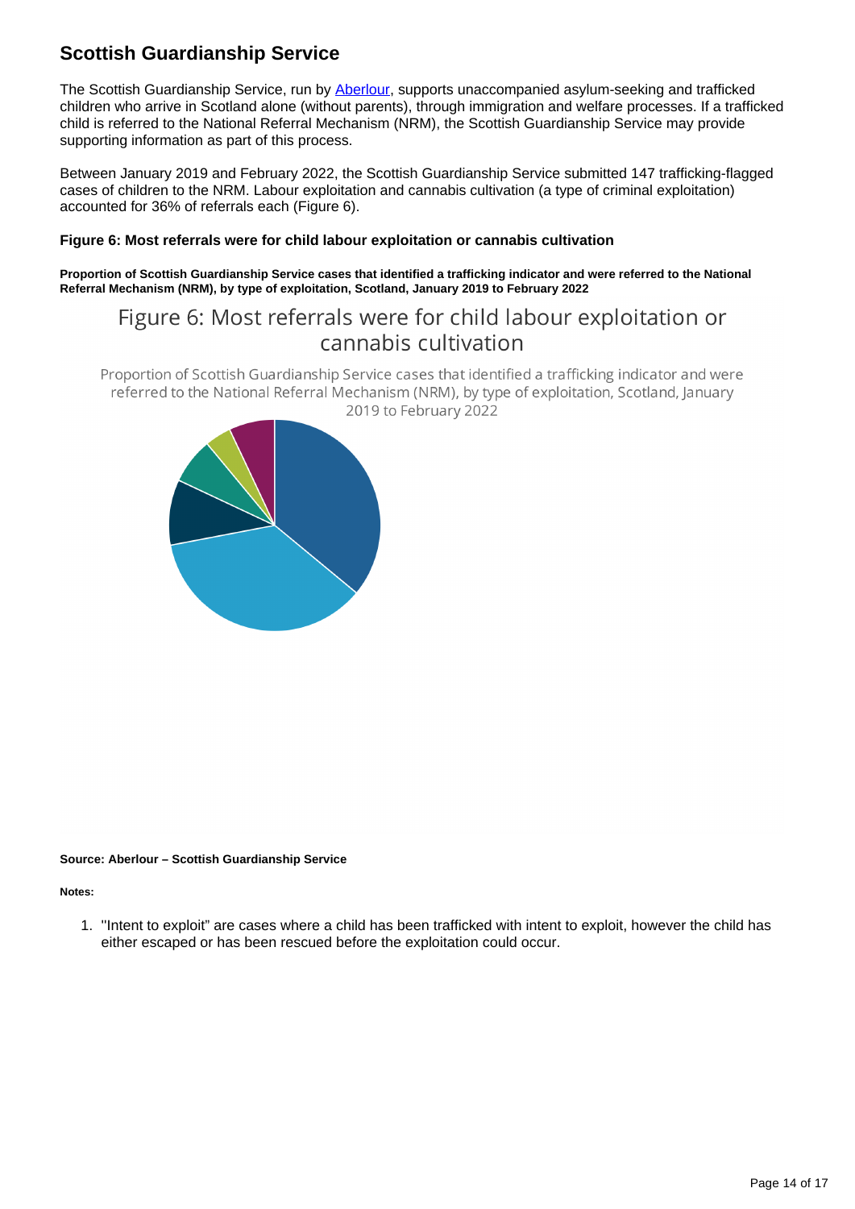## Scottish Guardianship Service

The Scottish Guardianship Service, run by Aberlour, supports unaccompanied asylum-seeking and trafficked children who arrive in Scotland alone (without parents), through immigration and welfare processes. If a trafficked child is referred to the National Referral Mechanism (NRM), the Scottish Guardianship Service may provide supporting information as part of this process.

Between January 2019 and February 2022, the Scottish Guardianship Service submitted 147 trafficking-flagged cases of children to the NRM. Labour exploitation and cannabis cultivation (a type of criminal exploitation) accounted for 36% of referrals each (Figure 6).

### Figure 6: Most referrals were for child labour exploitation or cannabis cultivation

**Proportion of Scottish Guardianship Service cases that identified a trafficking indicator and were referred to the National Referral Mechanism (NRM), by type of exploitation, Scotland, January 2019 to February 2022**

Figure 6: Most referrals were for child labour exploitation or cannabis cultivation

Proportion of Scottish Guardianship Service cases that identified a trafficking indicator and were referred to the National Referral Mechanism (NRM), by type of exploitation, Scotland, January 2019 to February 2022

**Source: Aberlour – Scottish Guardianship Service**

**Notes:**

1. "Intent to exploit" are cases where a child has been trafficked with intent to exploit, however the child has either escaped or has been rescued before the exploitation could occur.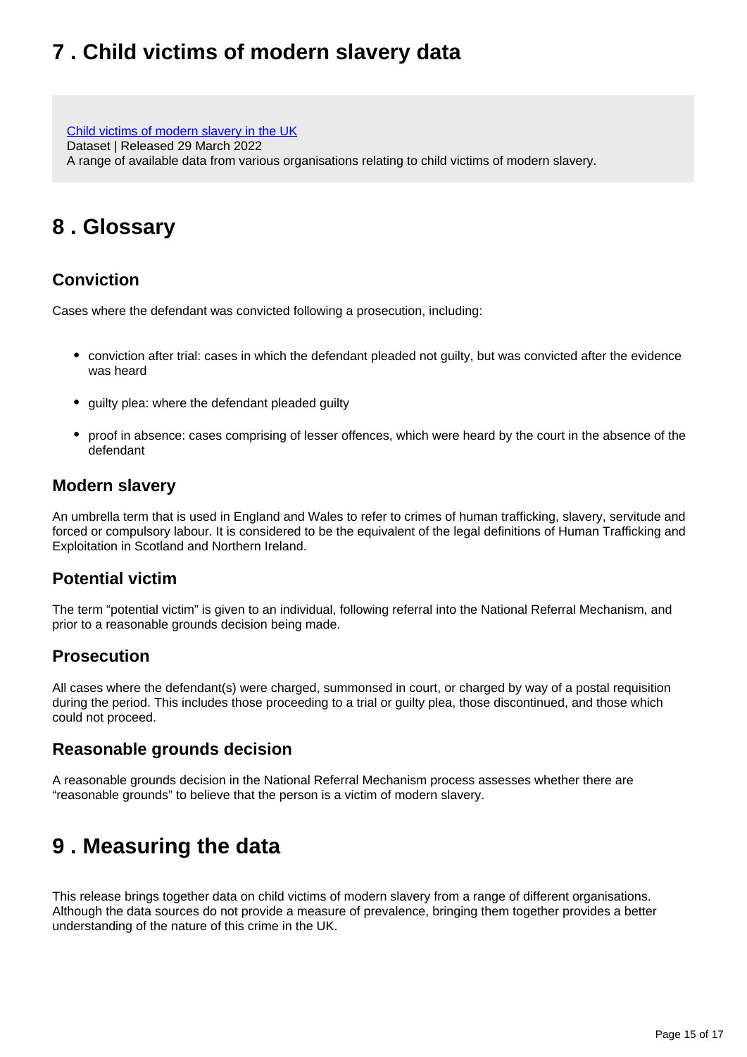## 7 . Child victims of modern slavery data

[Child victims of modern slavery in the UK](#)
Dataset | Released 29 March 2022
A range of available data from various organisations relating to child victims of modern slavery.

## 8 . Glossary

### Conviction

Cases where the defendant was convicted following a prosecution, including:

- conviction after trial: cases in which the defendant pleaded not guilty, but was convicted after the evidence was heard
- guilty plea: where the defendant pleaded guilty
- proof in absence: cases comprising of lesser offences, which were heard by the court in the absence of the defendant

### Modern slavery

An umbrella term that is used in England and Wales to refer to crimes of human trafficking, slavery, servitude and forced or compulsory labour. It is considered to be the equivalent of the legal definitions of Human Trafficking and Exploitation in Scotland and Northern Ireland.

### Potential victim

The term "potential victim" is given to an individual, following referral into the National Referral Mechanism, and prior to a reasonable grounds decision being made.

### Prosecution

All cases where the defendant(s) were charged, summonsed in court, or charged by way of a postal requisition during the period. This includes those proceeding to a trial or guilty plea, those discontinued, and those which could not proceed.

### Reasonable grounds decision

A reasonable grounds decision in the National Referral Mechanism process assesses whether there are "reasonable grounds" to believe that the person is a victim of modern slavery.

## 9 . Measuring the data

This release brings together data on child victims of modern slavery from a range of different organisations. Although the data sources do not provide a measure of prevalence, bringing them together provides a better understanding of the nature of this crime in the UK.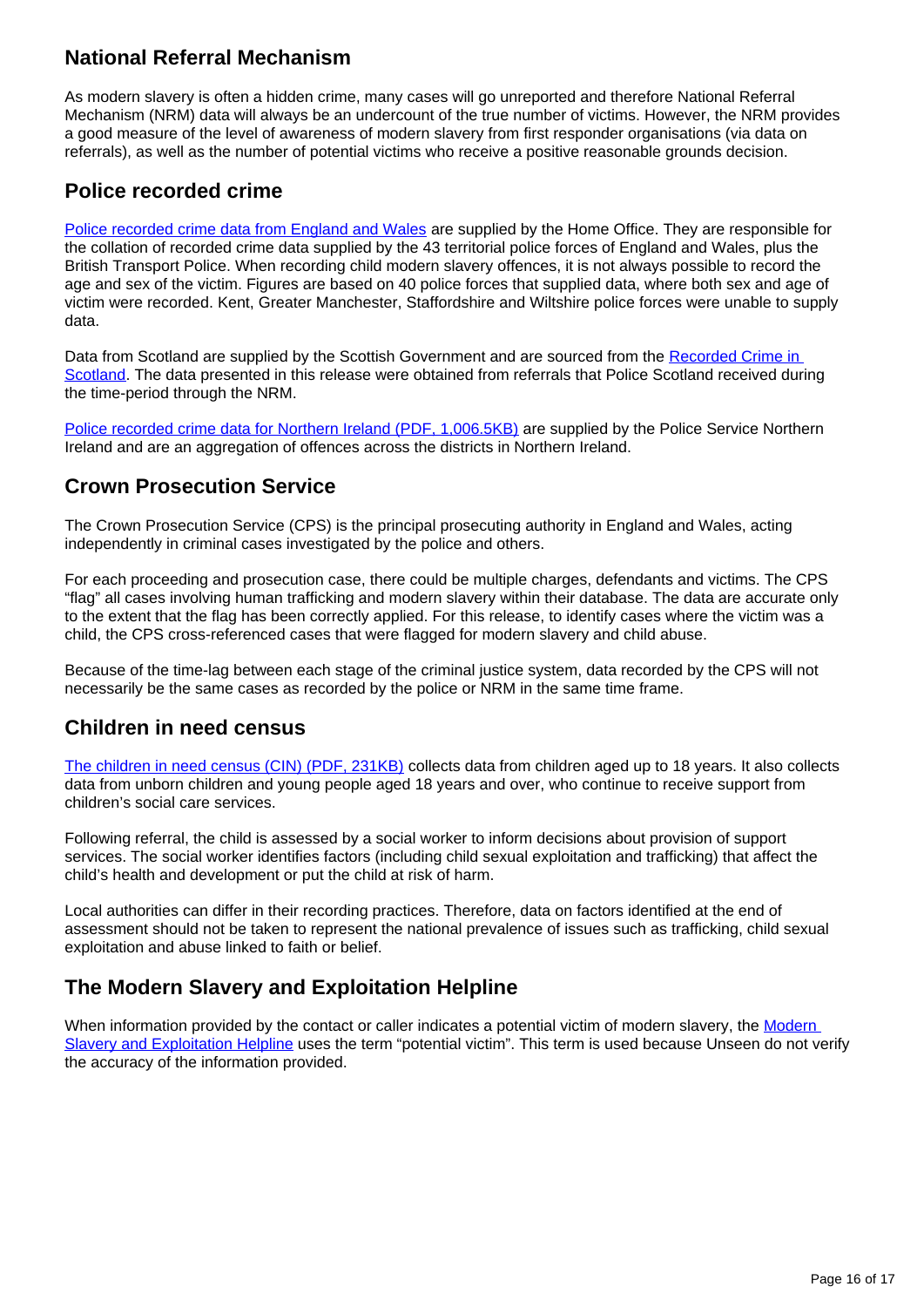## National Referral Mechanism

As modern slavery is often a hidden crime, many cases will go unreported and therefore National Referral Mechanism (NRM) data will always be an undercount of the true number of victims. However, the NRM provides a good measure of the level of awareness of modern slavery from first responder organisations (via data on referrals), as well as the number of potential victims who receive a positive reasonable grounds decision.

## Police recorded crime

[Police recorded crime data from England and Wales](#) are supplied by the Home Office. They are responsible for the collation of recorded crime data supplied by the 43 territorial police forces of England and Wales, plus the British Transport Police. When recording child modern slavery offences, it is not always possible to record the age and sex of the victim. Figures are based on 40 police forces that supplied data, where both sex and age of victim were recorded. Kent, Greater Manchester, Staffordshire and Wiltshire police forces were unable to supply data.

Data from Scotland are supplied by the Scottish Government and are sourced from the [Recorded Crime in Scotland](#). The data presented in this release were obtained from referrals that Police Scotland received during the time-period through the NRM.

[Police recorded crime data for Northern Ireland (PDF, 1,006.5KB)](#) are supplied by the Police Service Northern Ireland and are an aggregation of offences across the districts in Northern Ireland.

## Crown Prosecution Service

The Crown Prosecution Service (CPS) is the principal prosecuting authority in England and Wales, acting independently in criminal cases investigated by the police and others.

For each proceeding and prosecution case, there could be multiple charges, defendants and victims. The CPS "flag" all cases involving human trafficking and modern slavery within their database. The data are accurate only to the extent that the flag has been correctly applied. For this release, to identify cases where the victim was a child, the CPS cross-referenced cases that were flagged for modern slavery and child abuse.

Because of the time-lag between each stage of the criminal justice system, data recorded by the CPS will not necessarily be the same cases as recorded by the police or NRM in the same time frame.

## Children in need census

[The children in need census (CIN) (PDF, 231KB)](#) collects data from children aged up to 18 years. It also collects data from unborn children and young people aged 18 years and over, who continue to receive support from children's social care services.

Following referral, the child is assessed by a social worker to inform decisions about provision of support services. The social worker identifies factors (including child sexual exploitation and trafficking) that affect the child's health and development or put the child at risk of harm.

Local authorities can differ in their recording practices. Therefore, data on factors identified at the end of assessment should not be taken to represent the national prevalence of issues such as trafficking, child sexual exploitation and abuse linked to faith or belief.

## The Modern Slavery and Exploitation Helpline

When information provided by the contact or caller indicates a potential victim of modern slavery, the [Modern Slavery and Exploitation Helpline](#) uses the term "potential victim". This term is used because Unseen do not verify the accuracy of the information provided.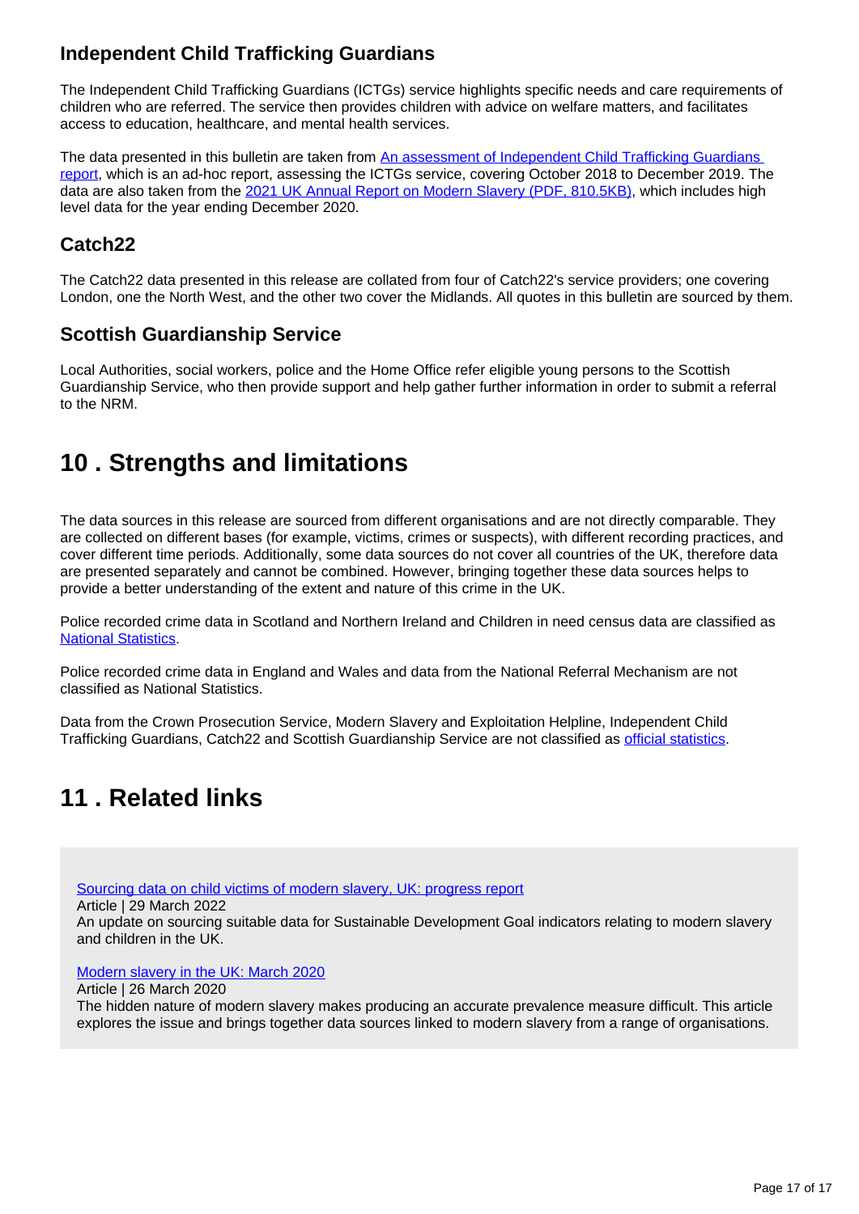### Independent Child Trafficking Guardians

The Independent Child Trafficking Guardians (ICTGs) service highlights specific needs and care requirements of children who are referred. The service then provides children with advice on welfare matters, and facilitates access to education, healthcare, and mental health services.

The data presented in this bulletin are taken from An assessment of Independent Child Trafficking Guardians report, which is an ad-hoc report, assessing the ICTGs service, covering October 2018 to December 2019. The data are also taken from the 2021 UK Annual Report on Modern Slavery (PDF, 810.5KB), which includes high level data for the year ending December 2020.

### Catch22

The Catch22 data presented in this release are collated from four of Catch22's service providers; one covering London, one the North West, and the other two cover the Midlands. All quotes in this bulletin are sourced by them.

### Scottish Guardianship Service

Local Authorities, social workers, police and the Home Office refer eligible young persons to the Scottish Guardianship Service, who then provide support and help gather further information in order to submit a referral to the NRM.

## 10 . Strengths and limitations

The data sources in this release are sourced from different organisations and are not directly comparable. They are collected on different bases (for example, victims, crimes or suspects), with different recording practices, and cover different time periods. Additionally, some data sources do not cover all countries of the UK, therefore data are presented separately and cannot be combined. However, bringing together these data sources helps to provide a better understanding of the extent and nature of this crime in the UK.

Police recorded crime data in Scotland and Northern Ireland and Children in need census data are classified as National Statistics.

Police recorded crime data in England and Wales and data from the National Referral Mechanism are not classified as National Statistics.

Data from the Crown Prosecution Service, Modern Slavery and Exploitation Helpline, Independent Child Trafficking Guardians, Catch22 and Scottish Guardianship Service are not classified as official statistics.

## 11 . Related links

Sourcing data on child victims of modern slavery, UK: progress report
Article | 29 March 2022
An update on sourcing suitable data for Sustainable Development Goal indicators relating to modern slavery and children in the UK.

Modern slavery in the UK: March 2020
Article | 26 March 2020
The hidden nature of modern slavery makes producing an accurate prevalence measure difficult. This article explores the issue and brings together data sources linked to modern slavery from a range of organisations.